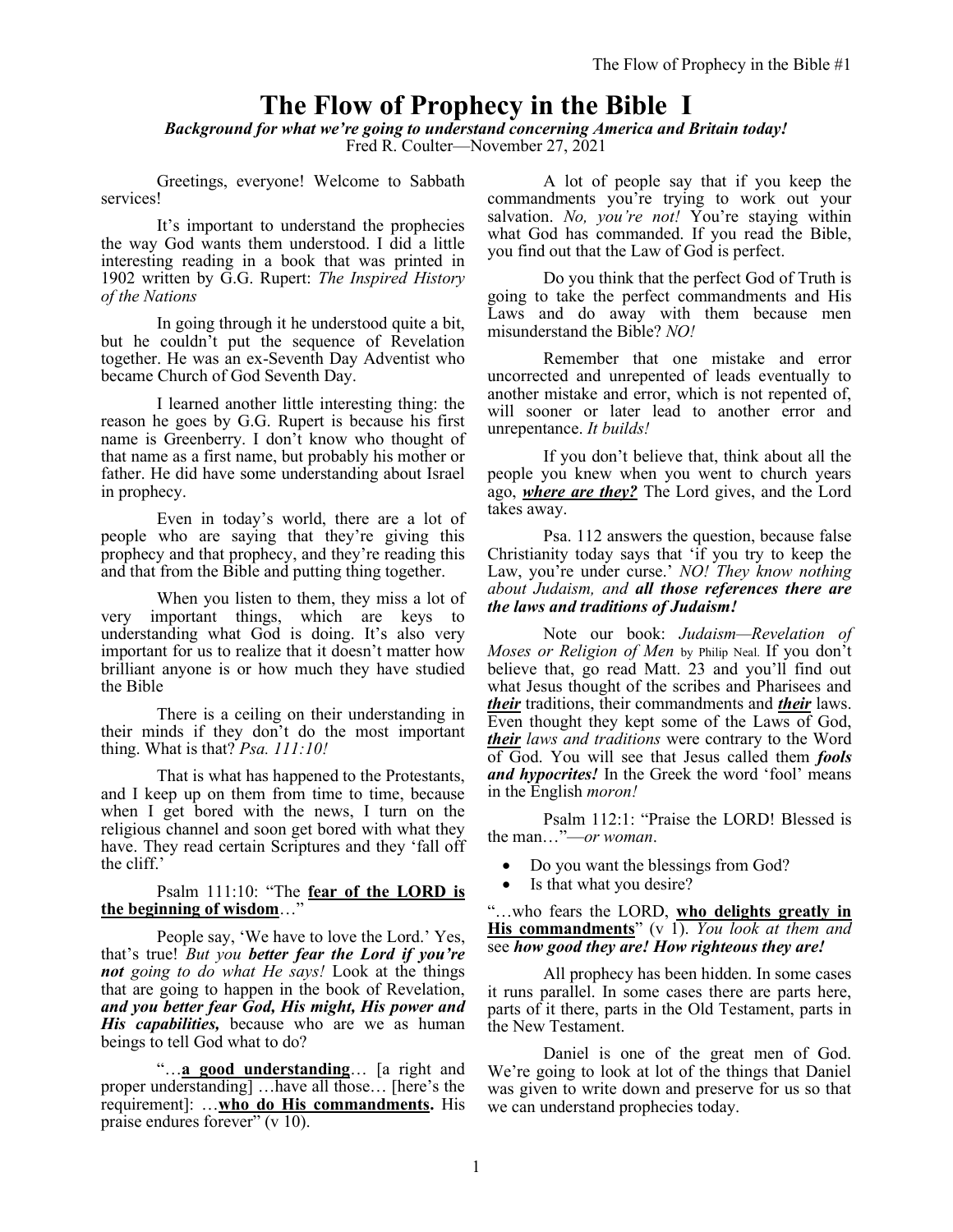# The Flow of Prophecy in the Bible I

***Background for what we're going to understand concerning America and Britain today!***

Fred R. Coulter—November 27, 2021

Greetings, everyone! Welcome to Sabbath services!

It's important to understand the prophecies the way God wants them understood. I did a little interesting reading in a book that was printed in 1902 written by G.G. Rupert: *The Inspired History of the Nations*

In going through it he understood quite a bit, but he couldn't put the sequence of Revelation together. He was an ex-Seventh Day Adventist who became Church of God Seventh Day.

I learned another little interesting thing: the reason he goes by G.G. Rupert is because his first name is Greenberry. I don't know who thought of that name as a first name, but probably his mother or father. He did have some understanding about Israel in prophecy.

Even in today's world, there are a lot of people who are saying that they're giving this prophecy and that prophecy, and they're reading this and that from the Bible and putting thing together.

When you listen to them, they miss a lot of very important things, which are keys to understanding what God is doing. It's also very important for us to realize that it doesn't matter how brilliant anyone is or how much they have studied the Bible

There is a ceiling on their understanding in their minds if they don't do the most important thing. What is that? *Psa. 111:10!*

That is what has happened to the Protestants, and I keep up on them from time to time, because when I get bored with the news, I turn on the religious channel and soon get bored with what they have. They read certain Scriptures and they 'fall off the cliff.'

Psalm 111:10: "The **<u>fear of the LORD is the beginning of wisdom</u>**…"

People say, 'We have to love the Lord.' Yes, that's true! *But you **better fear the Lord if you're not** going to do what He says!* Look at the things that are going to happen in the book of Revelation, ***and you better fear God, His might, His power and His capabilities,*** because who are we as human beings to tell God what to do?

"…**<u>a good understanding</u>**… [a right and proper understanding] …have all those… [here's the requirement]: …**<u>who do His commandments</u>.** His praise endures forever" (v 10).

A lot of people say that if you keep the commandments you're trying to work out your salvation. *No, you're not!* You're staying within what God has commanded. If you read the Bible, you find out that the Law of God is perfect.

Do you think that the perfect God of Truth is going to take the perfect commandments and His Laws and do away with them because men misunderstand the Bible? *NO!*

Remember that one mistake and error uncorrected and unrepented of leads eventually to another mistake and error, which is not repented of, will sooner or later lead to another error and unrepentance. *It builds!*

If you don't believe that, think about all the people you knew when you went to church years ago, ***<u>where are they?</u>*** The Lord gives, and the Lord takes away.

Psa. 112 answers the question, because false Christianity today says that 'if you try to keep the Law, you're under curse.' *NO! They know nothing about Judaism, and **all those references there are the laws and traditions of Judaism!***

Note our book: *Judaism—Revelation of Moses or Religion of Men* by Philip Neal. If you don't believe that, go read Matt. 23 and you'll find out what Jesus thought of the scribes and Pharisees and ***<u>their</u>*** traditions, their commandments and ***<u>their</u>*** laws. Even thought they kept some of the Laws of God, ***<u>their</u>*** *laws and traditions* were contrary to the Word of God. You will see that Jesus called them ***fools and hypocrites!*** In the Greek the word 'fool' means in the English *moron!*

Psalm 112:1: "Praise the LORD! Blessed is the man…"—*or woman*.

- Do you want the blessings from God?
- Is that what you desire?

"…who fears the LORD, **<u>who delights greatly in His commandments</u>**" (v 1). *You look at them and* see ***how good they are! How righteous they are!***

All prophecy has been hidden. In some cases it runs parallel. In some cases there are parts here, parts of it there, parts in the Old Testament, parts in the New Testament.

Daniel is one of the great men of God. We're going to look at lot of the things that Daniel was given to write down and preserve for us so that we can understand prophecies today.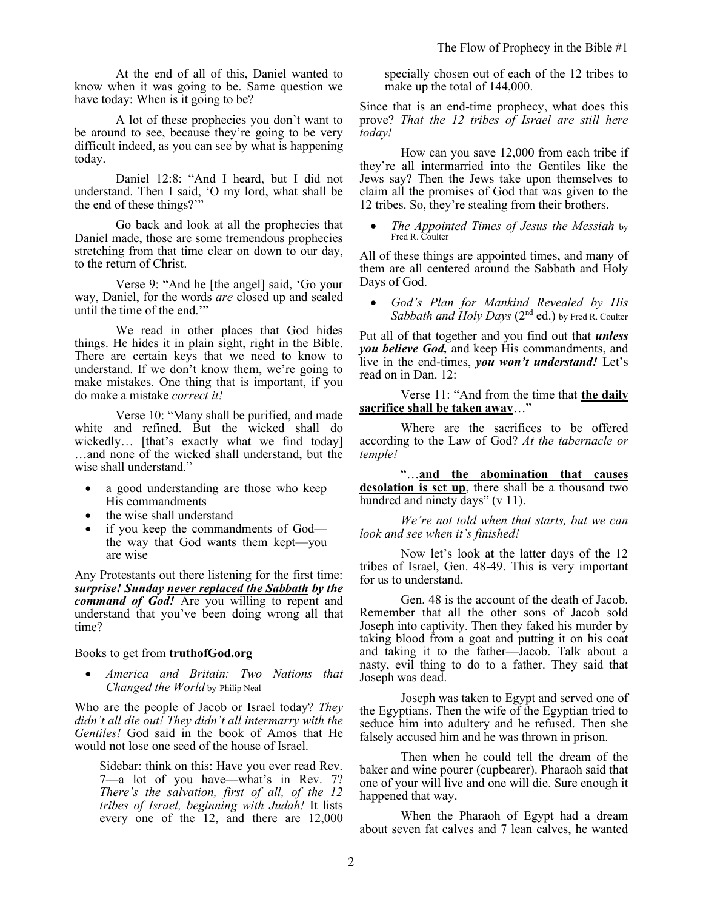At the end of all of this, Daniel wanted to know when it was going to be. Same question we have today: When is it going to be?

A lot of these prophecies you don't want to be around to see, because they're going to be very difficult indeed, as you can see by what is happening today.

Daniel 12:8: "And I heard, but I did not understand. Then I said, 'O my lord, what shall be the end of these things?'"

Go back and look at all the prophecies that Daniel made, those are some tremendous prophecies stretching from that time clear on down to our day, to the return of Christ.

Verse 9: "And he [the angel] said, 'Go your way, Daniel, for the words *are* closed up and sealed until the time of the end.'"

We read in other places that God hides things. He hides it in plain sight, right in the Bible. There are certain keys that we need to know to understand. If we don't know them, we're going to make mistakes. One thing that is important, if you do make a mistake *correct it!*

Verse 10: "Many shall be purified, and made white and refined. But the wicked shall do wickedly… [that's exactly what we find today] …and none of the wicked shall understand, but the wise shall understand."

- a good understanding are those who keep His commandments
- the wise shall understand
- if you keep the commandments of God—the way that God wants them kept—you are wise

Any Protestants out there listening for the first time: ***surprise! Sunday <u>never replaced the Sabbath</u> by the command of God!*** Are you willing to repent and understand that you've been doing wrong all that time?

Books to get from **truthofGod.org**

- *America and Britain: Two Nations that Changed the World* by Philip Neal

Who are the people of Jacob or Israel today? *They didn't all die out! They didn't all intermarry with the Gentiles!* God said in the book of Amos that He would not lose one seed of the house of Israel.

> Sidebar: think on this: Have you ever read Rev. 7—a lot of you have—what's in Rev. 7? *There's the salvation, first of all, of the 12 tribes of Israel, beginning with Judah!* It lists every one of the 12, and there are 12,000 specially chosen out of each of the 12 tribes to make up the total of 144,000.

Since that is an end-time prophecy, what does this prove? *That the 12 tribes of Israel are still here today!*

How can you save 12,000 from each tribe if they're all intermarried into the Gentiles like the Jews say? Then the Jews take upon themselves to claim all the promises of God that was given to the 12 tribes. So, they're stealing from their brothers.

- *The Appointed Times of Jesus the Messiah* by Fred R. Coulter

All of these things are appointed times, and many of them are all centered around the Sabbath and Holy Days of God.

- *God's Plan for Mankind Revealed by His Sabbath and Holy Days* (2nd ed.) by Fred R. Coulter

Put all of that together and you find out that ***unless you believe God,*** and keep His commandments, and live in the end-times, ***you won't understand!*** Let's read on in Dan. 12:

Verse 11: "And from the time that **<u>the daily sacrifice shall be taken away</u>**…"

Where are the sacrifices to be offered according to the Law of God? *At the tabernacle or temple!*

"…**<u>and the abomination that causes desolation is set up</u>**, there shall be a thousand two hundred and ninety days" (v 11).

*We're not told when that starts, but we can look and see when it's finished!*

Now let's look at the latter days of the 12 tribes of Israel, Gen. 48-49. This is very important for us to understand.

Gen. 48 is the account of the death of Jacob. Remember that all the other sons of Jacob sold Joseph into captivity. Then they faked his murder by taking blood from a goat and putting it on his coat and taking it to the father—Jacob. Talk about a nasty, evil thing to do to a father. They said that Joseph was dead.

Joseph was taken to Egypt and served one of the Egyptians. Then the wife of the Egyptian tried to seduce him into adultery and he refused. Then she falsely accused him and he was thrown in prison.

Then when he could tell the dream of the baker and wine pourer (cupbearer). Pharaoh said that one of your will live and one will die. Sure enough it happened that way.

When the Pharaoh of Egypt had a dream about seven fat calves and 7 lean calves, he wanted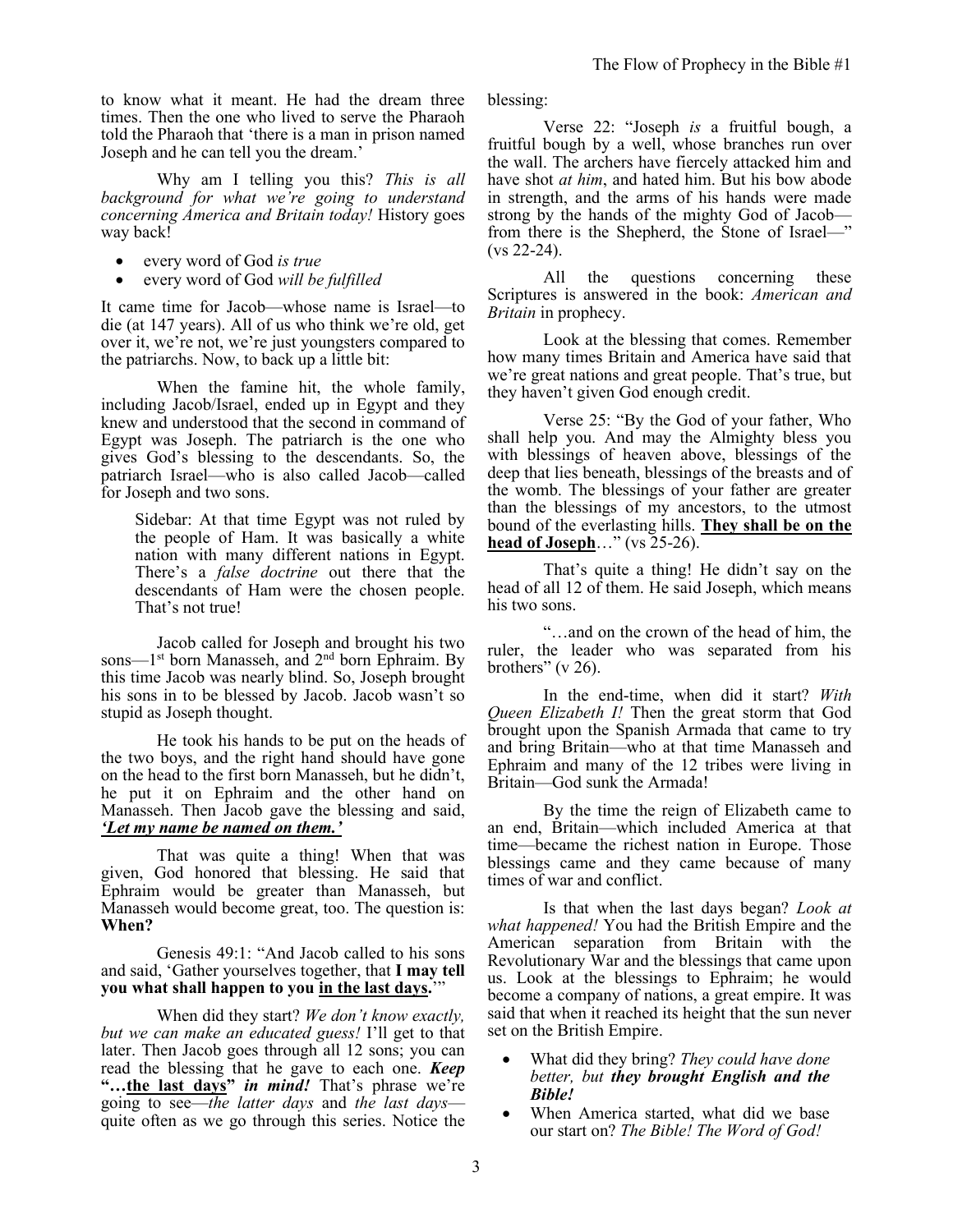to know what it meant. He had the dream three times. Then the one who lived to serve the Pharaoh told the Pharaoh that 'there is a man in prison named Joseph and he can tell you the dream.'

Why am I telling you this? *This is all background for what we're going to understand concerning America and Britain today!* History goes way back!

- every word of God *is true*
- every word of God *will be fulfilled*

It came time for Jacob—whose name is Israel—to die (at 147 years). All of us who think we're old, get over it, we're not, we're just youngsters compared to the patriarchs. Now, to back up a little bit:

When the famine hit, the whole family, including Jacob/Israel, ended up in Egypt and they knew and understood that the second in command of Egypt was Joseph. The patriarch is the one who gives God's blessing to the descendants. So, the patriarch Israel—who is also called Jacob—called for Joseph and two sons.

> Sidebar: At that time Egypt was not ruled by the people of Ham. It was basically a white nation with many different nations in Egypt. There's a *false doctrine* out there that the descendants of Ham were the chosen people. That's not true!

Jacob called for Joseph and brought his two sons—1st born Manasseh, and 2nd born Ephraim. By this time Jacob was nearly blind. So, Joseph brought his sons in to be blessed by Jacob. Jacob wasn't so stupid as Joseph thought.

He took his hands to be put on the heads of the two boys, and the right hand should have gone on the head to the first born Manasseh, but he didn't, he put it on Ephraim and the other hand on Manasseh. Then Jacob gave the blessing and said, ***'Let my name be named on them.'***

That was quite a thing! When that was given, God honored that blessing. He said that Ephraim would be greater than Manasseh, but Manasseh would become great, too. The question is: **When?**

Genesis 49:1: "And Jacob called to his sons and said, 'Gather yourselves together, that **I may tell you what shall happen to you <u>in the last days</u>.**'"

When did they start? *We don't know exactly, but we can make an educated guess!* I'll get to that later. Then Jacob goes through all 12 sons; you can read the blessing that he gave to each one. ***Keep* "…<u>the last days</u>" *in mind!*** That's phrase we're going to see—*the latter days* and *the last days*—quite often as we go through this series. Notice the blessing:

Verse 22: "Joseph *is* a fruitful bough, a fruitful bough by a well, whose branches run over the wall. The archers have fiercely attacked him and have shot *at him*, and hated him. But his bow abode in strength, and the arms of his hands were made strong by the hands of the mighty God of Jacob—from there is the Shepherd, the Stone of Israel—" (vs 22-24).

All the questions concerning these Scriptures is answered in the book: *American and Britain* in prophecy.

Look at the blessing that comes. Remember how many times Britain and America have said that we're great nations and great people. That's true, but they haven't given God enough credit.

Verse 25: "By the God of your father, Who shall help you. And may the Almighty bless you with blessings of heaven above, blessings of the deep that lies beneath, blessings of the breasts and of the womb. The blessings of your father are greater than the blessings of my ancestors, to the utmost bound of the everlasting hills. **<u>They shall be on the head of Joseph</u>**…" (vs 25-26).

That's quite a thing! He didn't say on the head of all 12 of them. He said Joseph, which means his two sons.

"…and on the crown of the head of him, the ruler, the leader who was separated from his brothers" (v 26).

In the end-time, when did it start? *With Queen Elizabeth I!* Then the great storm that God brought upon the Spanish Armada that came to try and bring Britain—who at that time Manasseh and Ephraim and many of the 12 tribes were living in Britain—God sunk the Armada!

By the time the reign of Elizabeth came to an end, Britain—which included America at that time—became the richest nation in Europe. Those blessings came and they came because of many times of war and conflict.

Is that when the last days began? *Look at what happened!* You had the British Empire and the American separation from Britain with the Revolutionary War and the blessings that came upon us. Look at the blessings to Ephraim; he would become a company of nations, a great empire. It was said that when it reached its height that the sun never set on the British Empire.

- What did they bring? *They could have done better, but **they brought English and the Bible!***
- When America started, what did we base our start on? *The Bible! The Word of God!*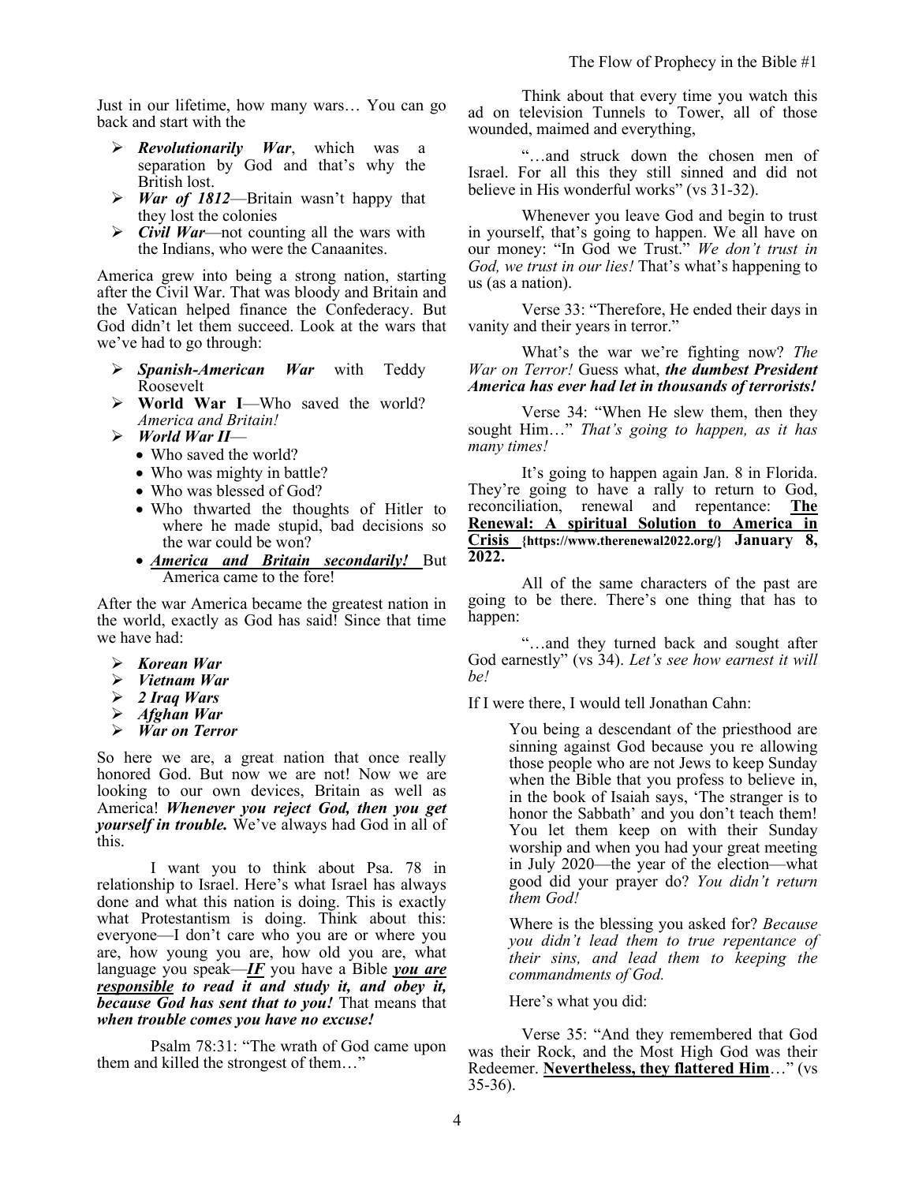Just in our lifetime, how many wars… You can go back and start with the

- ***Revolutionarily War***, which was a separation by God and that's why the British lost.
- ***War of 1812***—Britain wasn't happy that they lost the colonies
- ***Civil War***—not counting all the wars with the Indians, who were the Canaanites.

America grew into being a strong nation, starting after the Civil War. That was bloody and Britain and the Vatican helped finance the Confederacy. But God didn't let them succeed. Look at the wars that we've had to go through:

- ***Spanish-American War*** with Teddy Roosevelt
- **World War I**—Who saved the world? *America and Britain!*
- ***World War II***—
  - Who saved the world?
  - Who was mighty in battle?
  - Who was blessed of God?
  - Who thwarted the thoughts of Hitler to where he made stupid, bad decisions so the war could be won?
  - ***America and Britain secondarily!*** But America came to the fore!

After the war America became the greatest nation in the world, exactly as God has said! Since that time we have had:

- ***Korean War***
- ***Vietnam War***
- ***2 Iraq Wars***
- ***Afghan War***
- ***War on Terror***

So here we are, a great nation that once really honored God. But now we are not! Now we are looking to our own devices, Britain as well as America! ***Whenever you reject God, then you get yourself in trouble.*** We've always had God in all of this.

I want you to think about Psa. 78 in relationship to Israel. Here's what Israel has always done and what this nation is doing. This is exactly what Protestantism is doing. Think about this: everyone—I don't care who you are or where you are, how young you are, how old you are, what language you speak—***IF*** you have a Bible ***you are responsible to read it and study it, and obey it, because God has sent that to you!*** That means that ***when trouble comes you have no excuse!***

Psalm 78:31: "The wrath of God came upon them and killed the strongest of them…"

Think about that every time you watch this ad on television Tunnels to Tower, all of those wounded, maimed and everything,

"…and struck down the chosen men of Israel. For all this they still sinned and did not believe in His wonderful works" (vs 31-32).

Whenever you leave God and begin to trust in yourself, that's going to happen. We all have on our money: "In God we Trust." *We don't trust in God, we trust in our lies!* That's what's happening to us (as a nation).

Verse 33: "Therefore, He ended their days in vanity and their years in terror."

What's the war we're fighting now? *The War on Terror!* Guess what, ***the dumbest President America has ever had let in thousands of terrorists!***

Verse 34: "When He slew them, then they sought Him…" *That's going to happen, as it has many times!*

It's going to happen again Jan. 8 in Florida. They're going to have a rally to return to God, reconciliation, renewal and repentance: **The Renewal: A spiritual Solution to America in Crisis {https://www.therenewal2022.org/} January 8, 2022.**

All of the same characters of the past are going to be there. There's one thing that has to happen:

"…and they turned back and sought after God earnestly" (vs 34). *Let's see how earnest it will be!*

If I were there, I would tell Jonathan Cahn:

> You being a descendant of the priesthood are sinning against God because you re allowing those people who are not Jews to keep Sunday when the Bible that you profess to believe in, in the book of Isaiah says, 'The stranger is to honor the Sabbath' and you don't teach them! You let them keep on with their Sunday worship and when you had your great meeting in July 2020—the year of the election—what good did your prayer do? *You didn't return them God!*
>
> Where is the blessing you asked for? *Because you didn't lead them to true repentance of their sins, and lead them to keeping the commandments of God.*
>
> Here's what you did:

Verse 35: "And they remembered that God was their Rock, and the Most High God was their Redeemer. **Nevertheless, they flattered Him**…" (vs 35-36).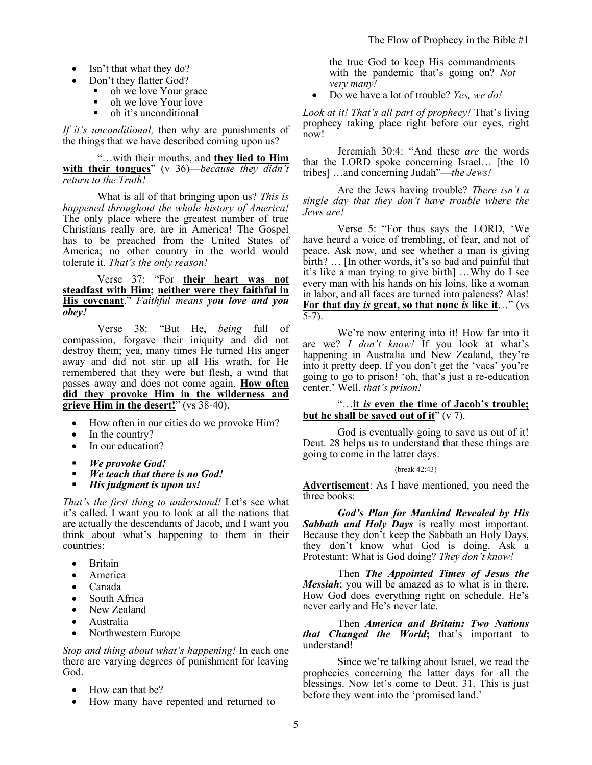- Isn't that what they do?
- Don't they flatter God?
    - oh we love Your grace
    - oh we love Your love
    - oh it's unconditional

*If it's unconditional,* then why are punishments of the things that we have described coming upon us?

"…with their mouths, and **<u>they lied to Him with their tongues</u>**" (v 36)—*because they didn't return to the Truth!*

What is all of that bringing upon us? *This is happened throughout the whole history of America!* The only place where the greatest number of true Christians really are, are in America! The Gospel has to be preached from the United States of America; no other country in the world would tolerate it. *That's the only reason!*

Verse 37: "For **<u>their heart was not steadfast with Him; neither were they faithful in His covenant</u>**." *Faithful means **you love and you obey!***

Verse 38: "But He, *being* full of compassion, forgave their iniquity and did not destroy them; yea, many times He turned His anger away and did not stir up all His wrath, for He remembered that they were but flesh, a wind that passes away and does not come again. **<u>How often did they provoke Him in the wilderness and grieve Him in the desert!</u>**" (vs 38-40).

- How often in our cities do we provoke Him?
- In the country?
- In our education?

- ***We provoke God!***
- ***We teach that there is no God!***
- ***His judgment is upon us!***

*That's the first thing to understand!* Let's see what it's called. I want you to look at all the nations that are actually the descendants of Jacob, and I want you think about what's happening to them in their countries:

- Britain
- America
- Canada
- South Africa
- New Zealand
- Australia
- Northwestern Europe

*Stop and thing about what's happening!* In each one there are varying degrees of punishment for leaving God.

- How can that be?
- How many have repented and returned to the true God to keep His commandments with the pandemic that's going on? *Not very many!*
- Do we have a lot of trouble? *Yes, we do!*

*Look at it! That's all part of prophecy!* That's living prophecy taking place right before our eyes, right now!

Jeremiah 30:4: "And these *are* the words that the LORD spoke concerning Israel… [the 10 tribes] …and concerning Judah"—*the Jews!*

Are the Jews having trouble? *There isn't a single day that they don't have trouble where the Jews are!*

Verse 5: "For thus says the LORD, 'We have heard a voice of trembling, of fear, and not of peace. Ask now, and see whether a man is giving birth? … [In other words, it's so bad and painful that it's like a man trying to give birth] …Why do I see every man with his hands on his loins, like a woman in labor, and all faces are turned into paleness? Alas! **<u>For that day *is* great, so that none *is* like it</u>**…" (vs 5-7).

We're now entering into it! How far into it are we? *I don't know!* If you look at what's happening in Australia and New Zealand, they're into it pretty deep. If you don't get the 'vacs' you're going to go to prison! 'oh, that's just a re-education center.' Well, *that's prison!*

"…**<u>it *is* even the time of Jacob's trouble; but he shall be saved out of it</u>**" (v 7).

God is eventually going to save us out of it! Deut. 28 helps us to understand that these things are going to come in the latter days.

(break 42:43)

**<u>Advertisement</u>**: As I have mentioned, you need the three books:

***God's Plan for Mankind Revealed by His Sabbath and Holy Days*** is really most important. Because they don't keep the Sabbath an Holy Days, they don't know what God is doing. Ask a Protestant: What is God doing? *They don't know!*

Then ***The Appointed Times of Jesus the Messiah***; you will be amazed as to what is in there. How God does everything right on schedule. He's never early and He's never late.

Then ***America and Britain: Two Nations that Changed the World*****;** that's important to understand!

Since we're talking about Israel, we read the prophecies concerning the latter days for all the blessings. Now let's come to Deut. 31. This is just before they went into the 'promised land.'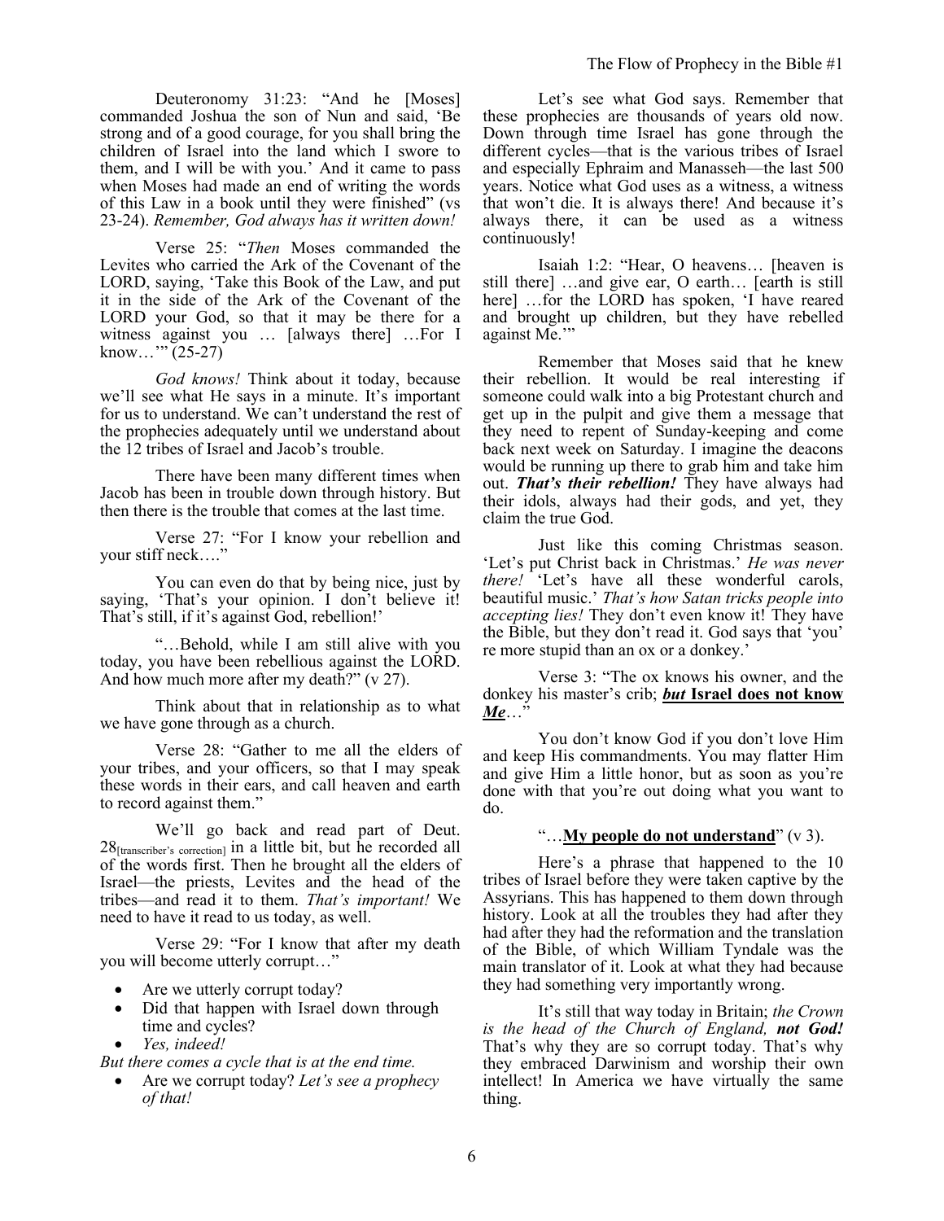Deuteronomy 31:23: "And he [Moses] commanded Joshua the son of Nun and said, 'Be strong and of a good courage, for you shall bring the children of Israel into the land which I swore to them, and I will be with you.' And it came to pass when Moses had made an end of writing the words of this Law in a book until they were finished" (vs 23-24). *Remember, God always has it written down!*

Verse 25: "*Then* Moses commanded the Levites who carried the Ark of the Covenant of the LORD, saying, 'Take this Book of the Law, and put it in the side of the Ark of the Covenant of the LORD your God, so that it may be there for a witness against you … [always there] …For I know…'" (25-27)

*God knows!* Think about it today, because we'll see what He says in a minute. It's important for us to understand. We can't understand the rest of the prophecies adequately until we understand about the 12 tribes of Israel and Jacob's trouble.

There have been many different times when Jacob has been in trouble down through history. But then there is the trouble that comes at the last time.

Verse 27: "For I know your rebellion and your stiff neck…."

You can even do that by being nice, just by saying, 'That's your opinion. I don't believe it! That's still, if it's against God, rebellion!'

"…Behold, while I am still alive with you today, you have been rebellious against the LORD. And how much more after my death?" (v 27).

Think about that in relationship as to what we have gone through as a church.

Verse 28: "Gather to me all the elders of your tribes, and your officers, so that I may speak these words in their ears, and call heaven and earth to record against them."

We'll go back and read part of Deut. 28[transcriber's correction] in a little bit, but he recorded all of the words first. Then he brought all the elders of Israel—the priests, Levites and the head of the tribes—and read it to them. *That's important!* We need to have it read to us today, as well.

Verse 29: "For I know that after my death you will become utterly corrupt…"

- Are we utterly corrupt today?
- Did that happen with Israel down through time and cycles?
- *Yes, indeed!*

*But there comes a cycle that is at the end time.*

- Are we corrupt today? *Let's see a prophecy of that!*

Let's see what God says. Remember that these prophecies are thousands of years old now. Down through time Israel has gone through the different cycles—that is the various tribes of Israel and especially Ephraim and Manasseh—the last 500 years. Notice what God uses as a witness, a witness that won't die. It is always there! And because it's always there, it can be used as a witness continuously!

Isaiah 1:2: "Hear, O heavens… [heaven is still there] …and give ear, O earth… [earth is still here] …for the LORD has spoken, 'I have reared and brought up children, but they have rebelled against Me.'"

Remember that Moses said that he knew their rebellion. It would be real interesting if someone could walk into a big Protestant church and get up in the pulpit and give them a message that they need to repent of Sunday-keeping and come back next week on Saturday. I imagine the deacons would be running up there to grab him and take him out. ***That's their rebellion!*** They have always had their idols, always had their gods, and yet, they claim the true God.

Just like this coming Christmas season. 'Let's put Christ back in Christmas.' *He was never there!* 'Let's have all these wonderful carols, beautiful music.' *That's how Satan tricks people into accepting lies!* They don't even know it! They have the Bible, but they don't read it. God says that 'you' re more stupid than an ox or a donkey.'

Verse 3: "The ox knows his owner, and the donkey his master's crib; ***but* Israel does not know *Me***…"

You don't know God if you don't love Him and keep His commandments. You may flatter Him and give Him a little honor, but as soon as you're done with that you're out doing what you want to do.

"…**My people do not understand**" (v 3).

Here's a phrase that happened to the 10 tribes of Israel before they were taken captive by the Assyrians. This has happened to them down through history. Look at all the troubles they had after they had after they had the reformation and the translation of the Bible, of which William Tyndale was the main translator of it. Look at what they had because they had something very importantly wrong.

It's still that way today in Britain; *the Crown is the head of the Church of England,* ***not God!*** That's why they are so corrupt today. That's why they embraced Darwinism and worship their own intellect! In America we have virtually the same thing.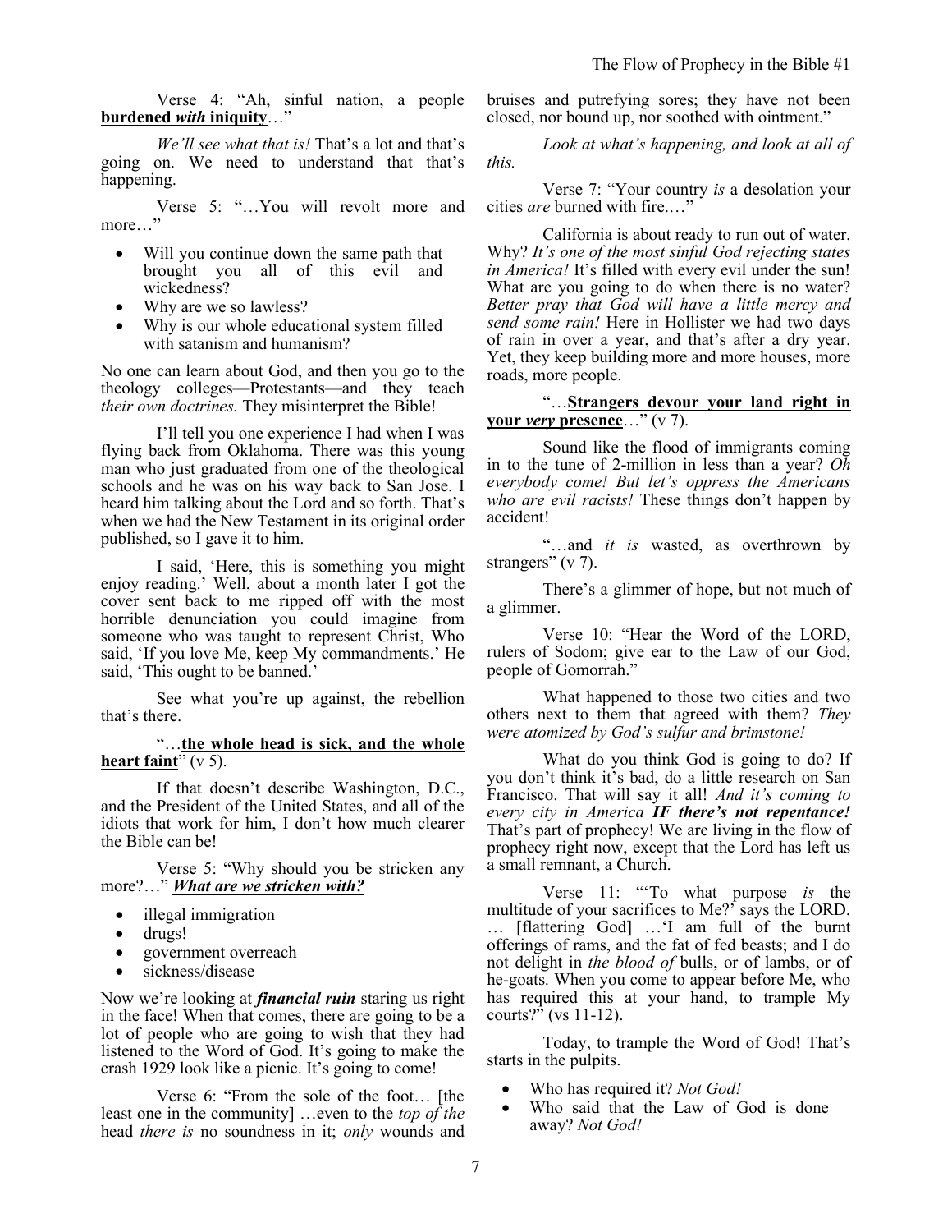Verse 4: "Ah, sinful nation, a people **burdened *with* iniquity**…"

*We'll see what that is!* That's a lot and that's going on. We need to understand that that's happening.

Verse 5: "…You will revolt more and more…"

- Will you continue down the same path that brought you all of this evil and wickedness?
- Why are we so lawless?
- Why is our whole educational system filled with satanism and humanism?

No one can learn about God, and then you go to the theology colleges—Protestants—and they teach *their own doctrines.* They misinterpret the Bible!

I'll tell you one experience I had when I was flying back from Oklahoma. There was this young man who just graduated from one of the theological schools and he was on his way back to San Jose. I heard him talking about the Lord and so forth. That's when we had the New Testament in its original order published, so I gave it to him.

I said, 'Here, this is something you might enjoy reading.' Well, about a month later I got the cover sent back to me ripped off with the most horrible denunciation you could imagine from someone who was taught to represent Christ, Who said, 'If you love Me, keep My commandments.' He said, 'This ought to be banned.'

See what you're up against, the rebellion that's there.

"…**the whole head is sick, and the whole heart faint**" (v 5).

If that doesn't describe Washington, D.C., and the President of the United States, and all of the idiots that work for him, I don't how much clearer the Bible can be!

Verse 5: "Why should you be stricken any more?…" ***What are we stricken with?***

- illegal immigration
- drugs!
- government overreach
- sickness/disease

Now we're looking at ***financial ruin*** staring us right in the face! When that comes, there are going to be a lot of people who are going to wish that they had listened to the Word of God. It's going to make the crash 1929 look like a picnic. It's going to come!

Verse 6: "From the sole of the foot… [the least one in the community] …even to the *top of the* head *there is* no soundness in it; *only* wounds and bruises and putrefying sores; they have not been closed, nor bound up, nor soothed with ointment."

*Look at what's happening, and look at all of this.*

Verse 7: "Your country *is* a desolation your cities *are* burned with fire.…"

California is about ready to run out of water. Why? *It's one of the most sinful God rejecting states in America!* It's filled with every evil under the sun! What are you going to do when there is no water? *Better pray that God will have a little mercy and send some rain!* Here in Hollister we had two days of rain in over a year, and that's after a dry year. Yet, they keep building more and more houses, more roads, more people.

"…**Strangers devour your land right in your *very* presence**…" (v 7).

Sound like the flood of immigrants coming in to the tune of 2-million in less than a year? *Oh everybody come! But let's oppress the Americans who are evil racists!* These things don't happen by accident!

"…and *it is* wasted, as overthrown by strangers" (v 7).

There's a glimmer of hope, but not much of a glimmer.

Verse 10: "Hear the Word of the LORD, rulers of Sodom; give ear to the Law of our God, people of Gomorrah."

What happened to those two cities and two others next to them that agreed with them? *They were atomized by God's sulfur and brimstone!*

What do you think God is going to do? If you don't think it's bad, do a little research on San Francisco. That will say it all! *And it's coming to every city in America **IF there's not repentance!*** That's part of prophecy! We are living in the flow of prophecy right now, except that the Lord has left us a small remnant, a Church.

Verse 11: "'To what purpose *is* the multitude of your sacrifices to Me?' says the LORD. … [flattering God] …'I am full of the burnt offerings of rams, and the fat of fed beasts; and I do not delight in *the blood of* bulls, or of lambs, or of he-goats. When you come to appear before Me, who has required this at your hand, to trample My courts?" (vs 11-12).

Today, to trample the Word of God! That's starts in the pulpits.

- Who has required it? *Not God!*
- Who said that the Law of God is done away? *Not God!*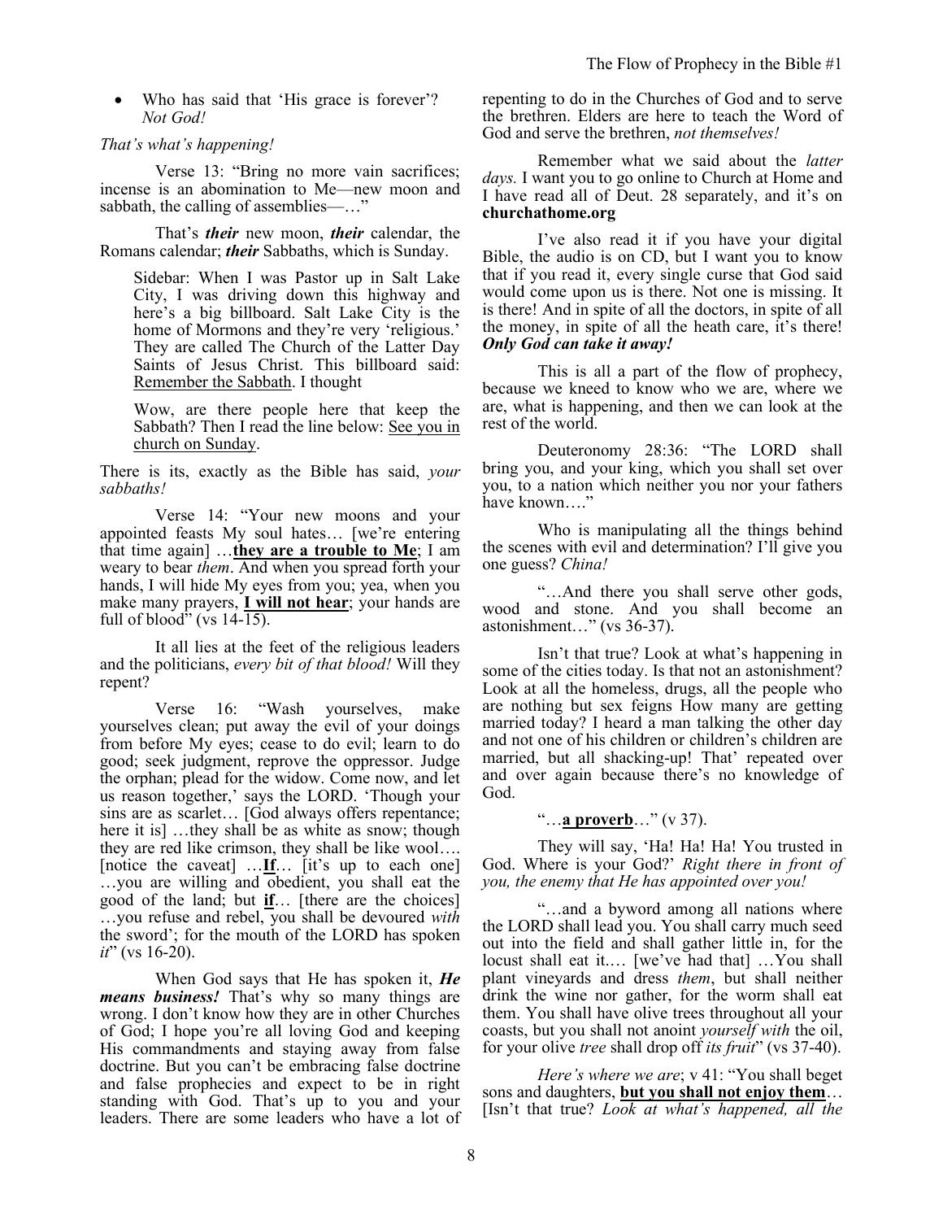- Who has said that 'His grace is forever'? *Not God!*

*That's what's happening!*

Verse 13: "Bring no more vain sacrifices; incense is an abomination to Me—new moon and sabbath, the calling of assemblies—…"

That's ***their*** new moon, ***their*** calendar, the Romans calendar; ***their*** Sabbaths, which is Sunday.

> Sidebar: When I was Pastor up in Salt Lake City, I was driving down this highway and here's a big billboard. Salt Lake City is the home of Mormons and they're very 'religious.' They are called The Church of the Latter Day Saints of Jesus Christ. This billboard said: <u>Remember the Sabbath</u>. I thought
>
> Wow, are there people here that keep the Sabbath? Then I read the line below: <u>See you in church on Sunday</u>.

There is its, exactly as the Bible has said, *your sabbaths!*

Verse 14: "Your new moons and your appointed feasts My soul hates… [we're entering that time again] …**<u>they are a trouble to Me</u>**; I am weary to bear *them*. And when you spread forth your hands, I will hide My eyes from you; yea, when you make many prayers, **<u>I will not hear</u>**; your hands are full of blood" (vs 14-15).

It all lies at the feet of the religious leaders and the politicians, *every bit of that blood!* Will they repent?

Verse 16: "Wash yourselves, make yourselves clean; put away the evil of your doings from before My eyes; cease to do evil; learn to do good; seek judgment, reprove the oppressor. Judge the orphan; plead for the widow. Come now, and let us reason together,' says the LORD. 'Though your sins are as scarlet… [God always offers repentance; here it is] …they shall be as white as snow; though they are red like crimson, they shall be like wool…. [notice the caveat] …**<u>If</u>**… [it's up to each one] …you are willing and obedient, you shall eat the good of the land; but **<u>if</u>**… [there are the choices] …you refuse and rebel, you shall be devoured *with* the sword'; for the mouth of the LORD has spoken *it*" (vs 16-20).

When God says that He has spoken it, ***He means business!*** That's why so many things are wrong. I don't know how they are in other Churches of God; I hope you're all loving God and keeping His commandments and staying away from false doctrine. But you can't be embracing false doctrine and false prophecies and expect to be in right standing with God. That's up to you and your leaders. There are some leaders who have a lot of repenting to do in the Churches of God and to serve the brethren. Elders are here to teach the Word of God and serve the brethren, *not themselves!*

Remember what we said about the *latter days.* I want you to go online to Church at Home and I have read all of Deut. 28 separately, and it's on **churchathome.org**

I've also read it if you have your digital Bible, the audio is on CD, but I want you to know that if you read it, every single curse that God said would come upon us is there. Not one is missing. It is there! And in spite of all the doctors, in spite of all the money, in spite of all the heath care, it's there! ***Only God can take it away!***

This is all a part of the flow of prophecy, because we kneed to know who we are, where we are, what is happening, and then we can look at the rest of the world.

Deuteronomy 28:36: "The LORD shall bring you, and your king, which you shall set over you, to a nation which neither you nor your fathers have known…."

Who is manipulating all the things behind the scenes with evil and determination? I'll give you one guess? *China!*

"…And there you shall serve other gods, wood and stone. And you shall become an astonishment…" (vs 36-37).

Isn't that true? Look at what's happening in some of the cities today. Is that not an astonishment? Look at all the homeless, drugs, all the people who are nothing but sex feigns How many are getting married today? I heard a man talking the other day and not one of his children or children's children are married, but all shacking-up! That' repeated over and over again because there's no knowledge of God.

"…**<u>a proverb</u>**…" (v 37).

They will say, 'Ha! Ha! Ha! You trusted in God. Where is your God?' *Right there in front of you, the enemy that He has appointed over you!*

"…and a byword among all nations where the LORD shall lead you. You shall carry much seed out into the field and shall gather little in, for the locust shall eat it.… [we've had that] …You shall plant vineyards and dress *them*, but shall neither drink the wine nor gather, for the worm shall eat them. You shall have olive trees throughout all your coasts, but you shall not anoint *yourself with* the oil, for your olive *tree* shall drop off *its fruit*" (vs 37-40).

*Here's where we are*; v 41: "You shall beget sons and daughters, **<u>but you shall not enjoy them</u>**… [Isn't that true? *Look at what's happened, all the*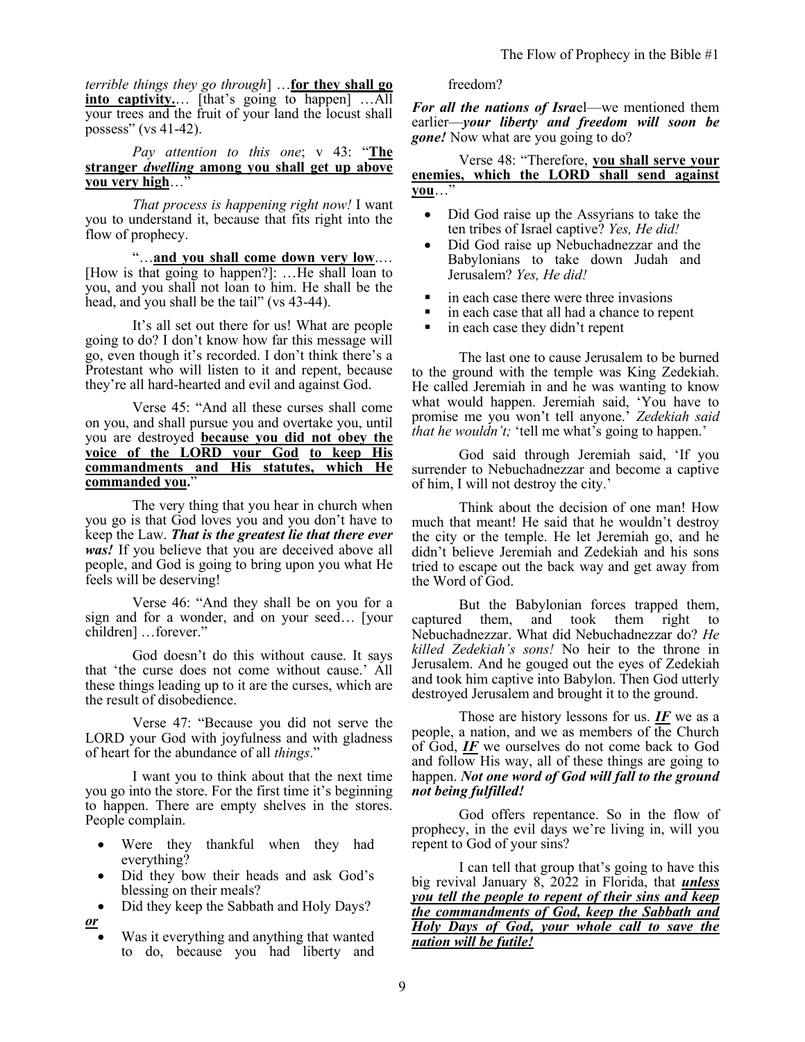*terrible things they go through*] …**for they shall go into captivity.**… [that's going to happen] …All your trees and the fruit of your land the locust shall possess" (vs 41-42).

*Pay attention to this one*; v 43: "**The stranger *dwelling* among you shall get up above you very high**…"

*That process is happening right now!* I want you to understand it, because that fits right into the flow of prophecy.

"…**and you shall come down very low**.… [How is that going to happen?]: …He shall loan to you, and you shall not loan to him. He shall be the head, and you shall be the tail" (vs 43-44).

It's all set out there for us! What are people going to do? I don't know how far this message will go, even though it's recorded. I don't think there's a Protestant who will listen to it and repent, because they're all hard-hearted and evil and against God.

Verse 45: "And all these curses shall come on you, and shall pursue you and overtake you, until you are destroyed **because you did not obey the voice of the LORD your God to keep His commandments and His statutes, which He commanded you.**"

The very thing that you hear in church when you go is that God loves you and you don't have to keep the Law. ***That is the greatest lie that there ever was!*** If you believe that you are deceived above all people, and God is going to bring upon you what He feels will be deserving!

Verse 46: "And they shall be on you for a sign and for a wonder, and on your seed… [your children] …forever."

God doesn't do this without cause. It says that 'the curse does not come without cause.' All these things leading up to it are the curses, which are the result of disobedience.

Verse 47: "Because you did not serve the LORD your God with joyfulness and with gladness of heart for the abundance of all *things*."

I want you to think about that the next time you go into the store. For the first time it's beginning to happen. There are empty shelves in the stores. People complain.

- Were they thankful when they had everything?
- Did they bow their heads and ask God's blessing on their meals?
- Did they keep the Sabbath and Holy Days?

***or***

- Was it everything and anything that wanted to do, because you had liberty and freedom?

***For all the nations of Isra***el—we mentioned them earlier—***your liberty and freedom will soon be gone!*** Now what are you going to do?

Verse 48: "Therefore, **you shall serve your enemies, which the LORD shall send against you**…"

- Did God raise up the Assyrians to take the ten tribes of Israel captive? *Yes, He did!*
- Did God raise up Nebuchadnezzar and the Babylonians to take down Judah and Jerusalem? *Yes, He did!*

- in each case there were three invasions
- in each case that all had a chance to repent
- in each case they didn't repent

The last one to cause Jerusalem to be burned to the ground with the temple was King Zedekiah. He called Jeremiah in and he was wanting to know what would happen. Jeremiah said, 'You have to promise me you won't tell anyone.' *Zedekiah said that he wouldn't;* 'tell me what's going to happen.'

God said through Jeremiah said, 'If you surrender to Nebuchadnezzar and become a captive of him, I will not destroy the city.'

Think about the decision of one man! How much that meant! He said that he wouldn't destroy the city or the temple. He let Jeremiah go, and he didn't believe Jeremiah and Zedekiah and his sons tried to escape out the back way and get away from the Word of God.

But the Babylonian forces trapped them, captured them, and took them right to Nebuchadnezzar. What did Nebuchadnezzar do? *He killed Zedekiah's sons!* No heir to the throne in Jerusalem. And he gouged out the eyes of Zedekiah and took him captive into Babylon. Then God utterly destroyed Jerusalem and brought it to the ground.

Those are history lessons for us. ***IF*** we as a people, a nation, and we as members of the Church of God, ***IF*** we ourselves do not come back to God and follow His way, all of these things are going to happen. ***Not one word of God will fall to the ground not being fulfilled!***

God offers repentance. So in the flow of prophecy, in the evil days we're living in, will you repent to God of your sins?

I can tell that group that's going to have this big revival January 8, 2022 in Florida, that ***unless you tell the people to repent of their sins and keep the commandments of God, keep the Sabbath and Holy Days of God, your whole call to save the nation will be futile!***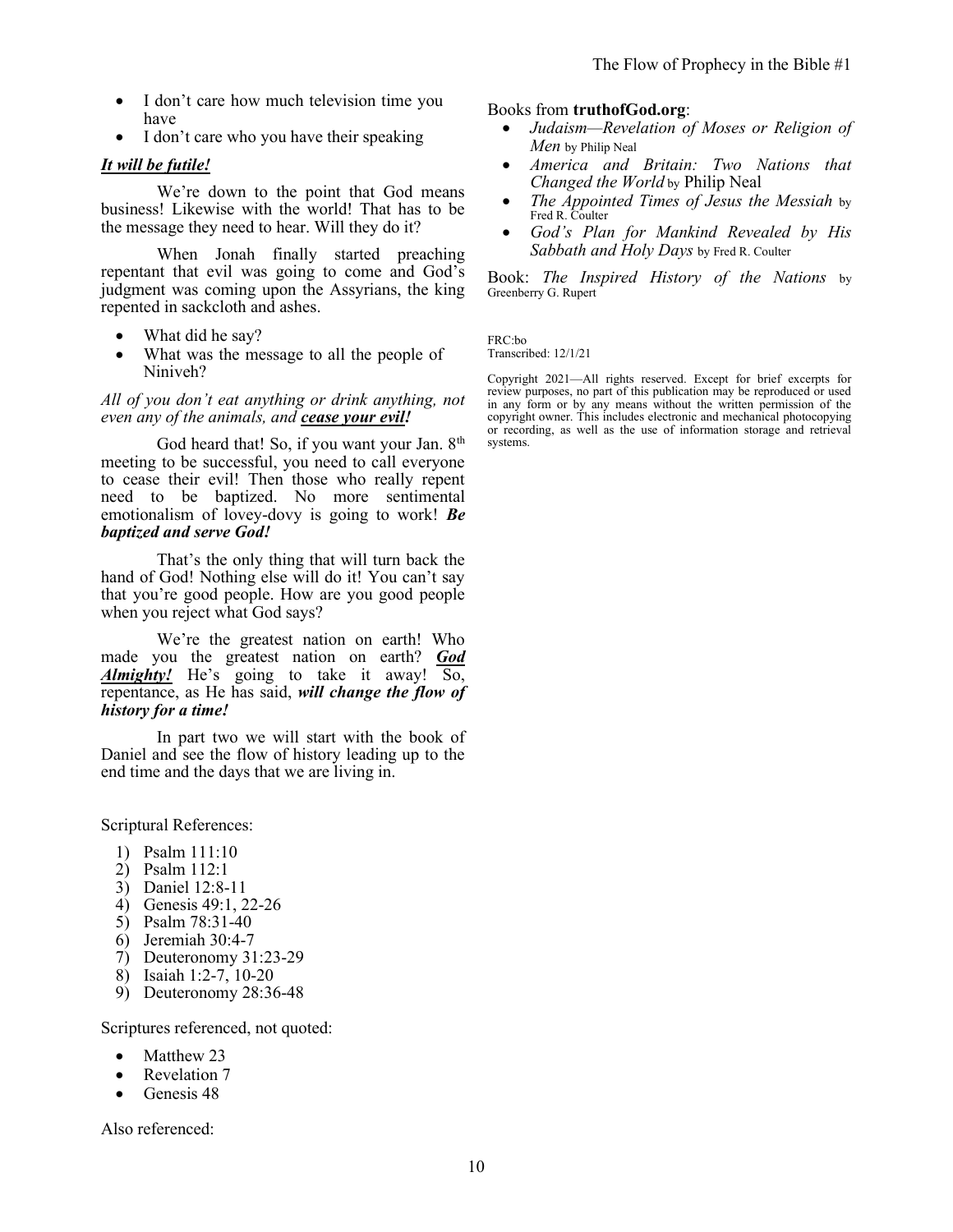- I don't care how much television time you have
- I don't care who you have their speaking

***It will be futile!***

We're down to the point that God means business! Likewise with the world! That has to be the message they need to hear. Will they do it?

When Jonah finally started preaching repentant that evil was going to come and God's judgment was coming upon the Assyrians, the king repented in sackcloth and ashes.

- What did he say?
- What was the message to all the people of Niniveh?

*All of you don't eat anything or drink anything, not even any of the animals, and* ***cease your evil!***

God heard that! So, if you want your Jan. 8th meeting to be successful, you need to call everyone to cease their evil! Then those who really repent need to be baptized. No more sentimental emotionalism of lovey-dovy is going to work! ***Be baptized and serve God!***

That's the only thing that will turn back the hand of God! Nothing else will do it! You can't say that you're good people. How are you good people when you reject what God says?

We're the greatest nation on earth! Who made you the greatest nation on earth? ***God Almighty!*** He's going to take it away! So, repentance, as He has said, ***will change the flow of history for a time!***

In part two we will start with the book of Daniel and see the flow of history leading up to the end time and the days that we are living in.

Scriptural References:

1) Psalm 111:10
2) Psalm 112:1
3) Daniel 12:8-11
4) Genesis 49:1, 22-26
5) Psalm 78:31-40
6) Jeremiah 30:4-7
7) Deuteronomy 31:23-29
8) Isaiah 1:2-7, 10-20
9) Deuteronomy 28:36-48

Scriptures referenced, not quoted:

- Matthew 23
- Revelation 7
- Genesis 48

Also referenced:

Books from **truthofGod.org**:

- *Judaism—Revelation of Moses or Religion of Men* by Philip Neal
- *America and Britain: Two Nations that Changed the World* by Philip Neal
- *The Appointed Times of Jesus the Messiah* by Fred R. Coulter
- *God's Plan for Mankind Revealed by His Sabbath and Holy Days* by Fred R. Coulter

Book: *The Inspired History of the Nations* by Greenberry G. Rupert

FRC:bo
Transcribed: 12/1/21

Copyright 2021—All rights reserved. Except for brief excerpts for review purposes, no part of this publication may be reproduced or used in any form or by any means without the written permission of the copyright owner. This includes electronic and mechanical photocopying or recording, as well as the use of information storage and retrieval systems.